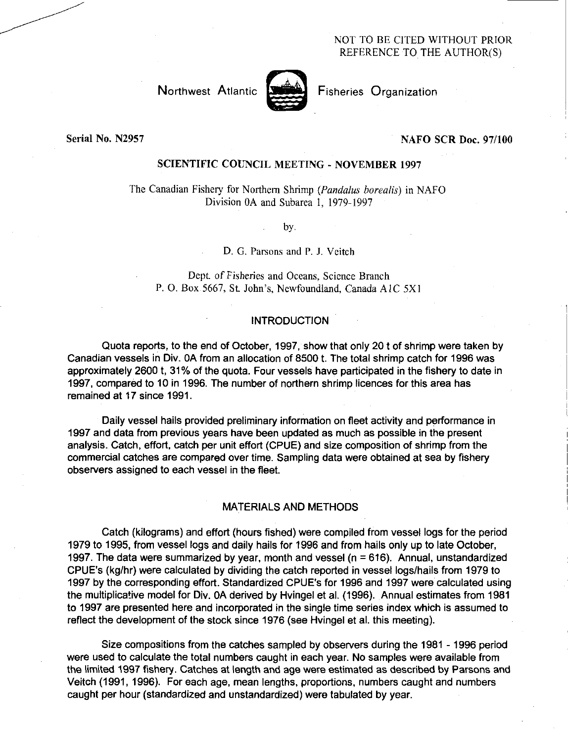NOT TO BE CITED WITHOUT PRIOR REFERENCE TO THE AUTHOR(S)

Northwest Atlantic Fisheries Organization

Serial No. N2957

NAFO SCR Doc. 97/100

## SCIENTIFIC COUNCIL MEETING - NOVEMBER 1997

# The Canadian Fishery for Northern Shrimp (*Pandalus borealis*) in NAFO Division 0A and Subarea 1, 1979-1997

by

D. G. Parsons and P. J. Veitch

Dept. of Fisheries and Oceans, Science Branch
P. O. Box 5667, St. John's, Newfoundland, Canada A1C 5X1

## INTRODUCTION

Quota reports, to the end of October, 1997, show that only 20 t of shrimp were taken by Canadian vessels in Div. 0A from an allocation of 8500 t. The total shrimp catch for 1996 was approximately 2600 t, 31% of the quota. Four vessels have participated in the fishery to date in 1997, compared to 10 in 1996. The number of northern shrimp licences for this area has remained at 17 since 1991.

Daily vessel hails provided preliminary information on fleet activity and performance in 1997 and data from previous years have been updated as much as possible in the present analysis. Catch, effort, catch per unit effort (CPUE) and size composition of shrimp from the commercial catches are compared over time. Sampling data were obtained at sea by fishery observers assigned to each vessel in the fleet.

## MATERIALS AND METHODS

Catch (kilograms) and effort (hours fished) were compiled from vessel logs for the period 1979 to 1995, from vessel logs and daily hails for 1996 and from hails only up to late October, 1997. The data were summarized by year, month and vessel (n = 616). Annual, unstandardized CPUE's (kg/hr) were calculated by dividing the catch reported in vessel logs/hails from 1979 to 1997 by the corresponding effort. Standardized CPUE's for 1996 and 1997 were calculated using the multiplicative model for Div. 0A derived by Hvingel et al. (1996). Annual estimates from 1981 to 1997 are presented here and incorporated in the single time series index which is assumed to reflect the development of the stock since 1976 (see Hvingel et al. this meeting).

Size compositions from the catches sampled by observers during the 1981 - 1996 period were used to calculate the total numbers caught in each year. No samples were available from the limited 1997 fishery. Catches at length and age were estimated as described by Parsons and Veitch (1991, 1996). For each age, mean lengths, proportions, numbers caught and numbers caught per hour (standardized and unstandardized) were tabulated by year.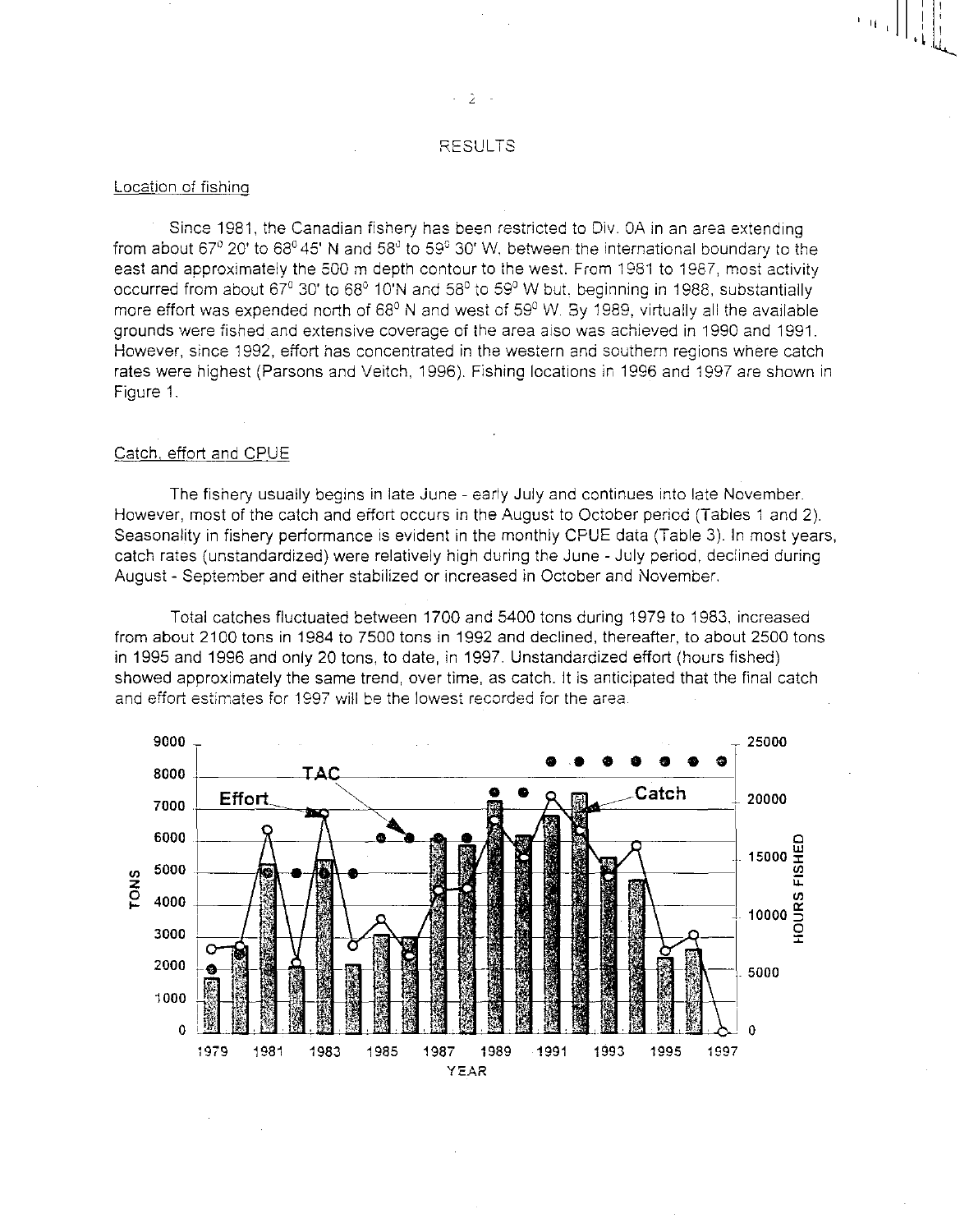# RESULTS

## Location of fishing

Since 1981, the Canadian fishery has been restricted to Div. 0A in an area extending from about 67° 20' to 68° 45' N and 58° to 59° 30' W, between the international boundary to the east and approximately the 500 m depth contour to the west. From 1981 to 1987, most activity occurred from about 67° 30' to 68° 10'N and 58° to 59° W but, beginning in 1988, substantially more effort was expended north of 68° N and west of 59° W. By 1989, virtually all the available grounds were fished and extensive coverage of the area also was achieved in 1990 and 1991. However, since 1992, effort has concentrated in the western and southern regions where catch rates were highest (Parsons and Veitch, 1996). Fishing locations in 1996 and 1997 are shown in Figure 1.

## Catch, effort and CPUE

The fishery usually begins in late June - early July and continues into late November. However, most of the catch and effort occurs in the August to October period (Tables 1 and 2). Seasonality in fishery performance is evident in the monthly CPUE data (Table 3). In most years, catch rates (unstandardized) were relatively high during the June - July period, declined during August - September and either stabilized or increased in October and November.

Total catches fluctuated between 1700 and 5400 tons during 1979 to 1983, increased from about 2100 tons in 1984 to 7500 tons in 1992 and declined, thereafter, to about 2500 tons in 1995 and 1996 and only 20 tons, to date, in 1997. Unstandardized effort (hours fished) showed approximately the same trend, over time, as catch. It is anticipated that the final catch and effort estimates for 1997 will be the lowest recorded for the area.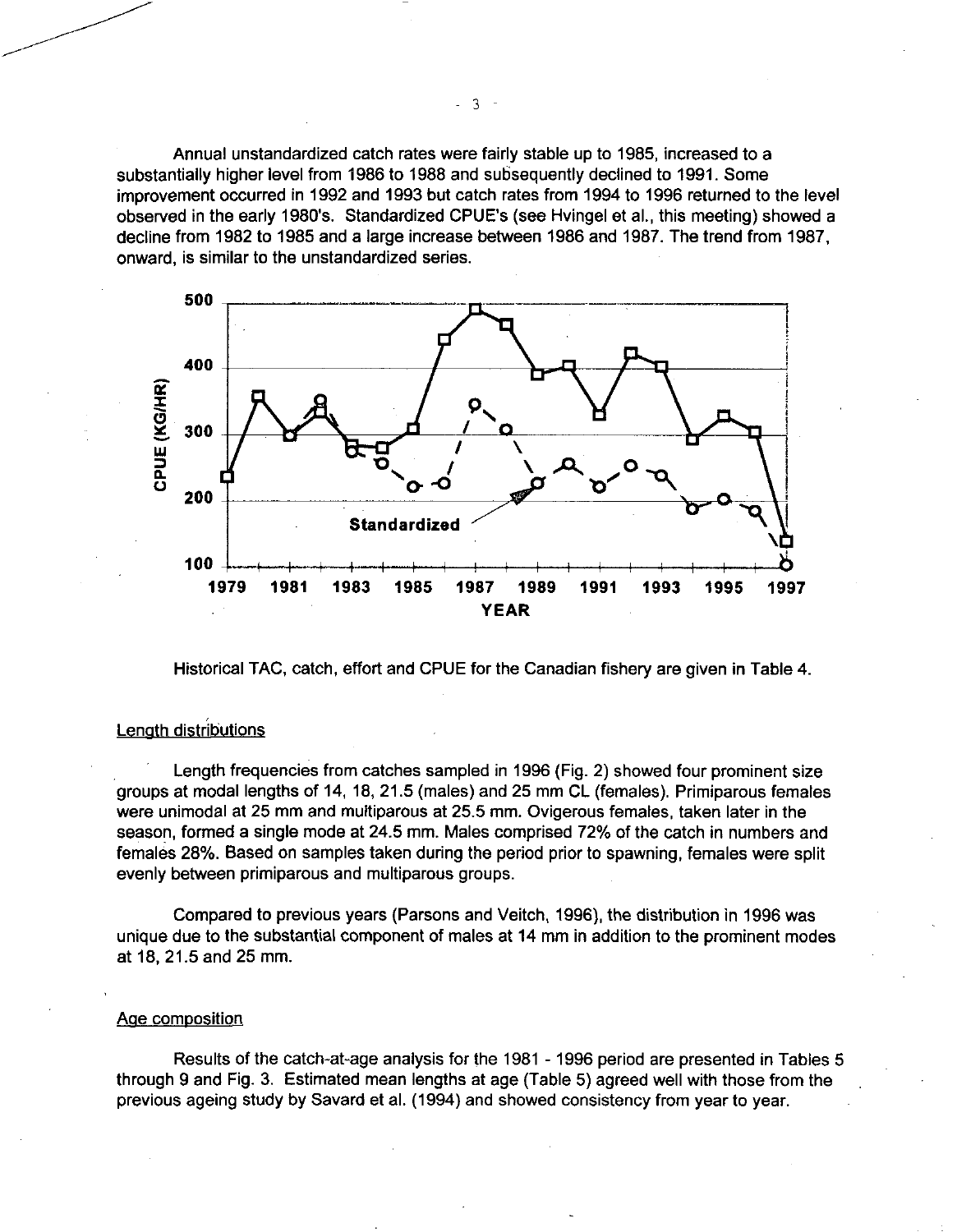Annual unstandardized catch rates were fairly stable up to 1985, increased to a substantially higher level from 1986 to 1988 and subsequently declined to 1991. Some improvement occurred in 1992 and 1993 but catch rates from 1994 to 1996 returned to the level observed in the early 1980's. Standardized CPUE's (see Hvingel et al., this meeting) showed a decline from 1982 to 1985 and a large increase between 1986 and 1987. The trend from 1987, onward, is similar to the unstandardized series.

Historical TAC, catch, effort and CPUE for the Canadian fishery are given in Table 4.

## Length distributions

Length frequencies from catches sampled in 1996 (Fig. 2) showed four prominent size groups at modal lengths of 14, 18, 21.5 (males) and 25 mm CL (females). Primiparous females were unimodal at 25 mm and multiparous at 25.5 mm. Ovigerous females, taken later in the season, formed a single mode at 24.5 mm. Males comprised 72% of the catch in numbers and females 28%. Based on samples taken during the period prior to spawning, females were split evenly between primiparous and multiparous groups.

Compared to previous years (Parsons and Veitch, 1996), the distribution in 1996 was unique due to the substantial component of males at 14 mm in addition to the prominent modes at 18, 21.5 and 25 mm.

## Age composition

Results of the catch-at-age analysis for the 1981 - 1996 period are presented in Tables 5 through 9 and Fig. 3. Estimated mean lengths at age (Table 5) agreed well with those from the previous ageing study by Savard et al. (1994) and showed consistency from year to year.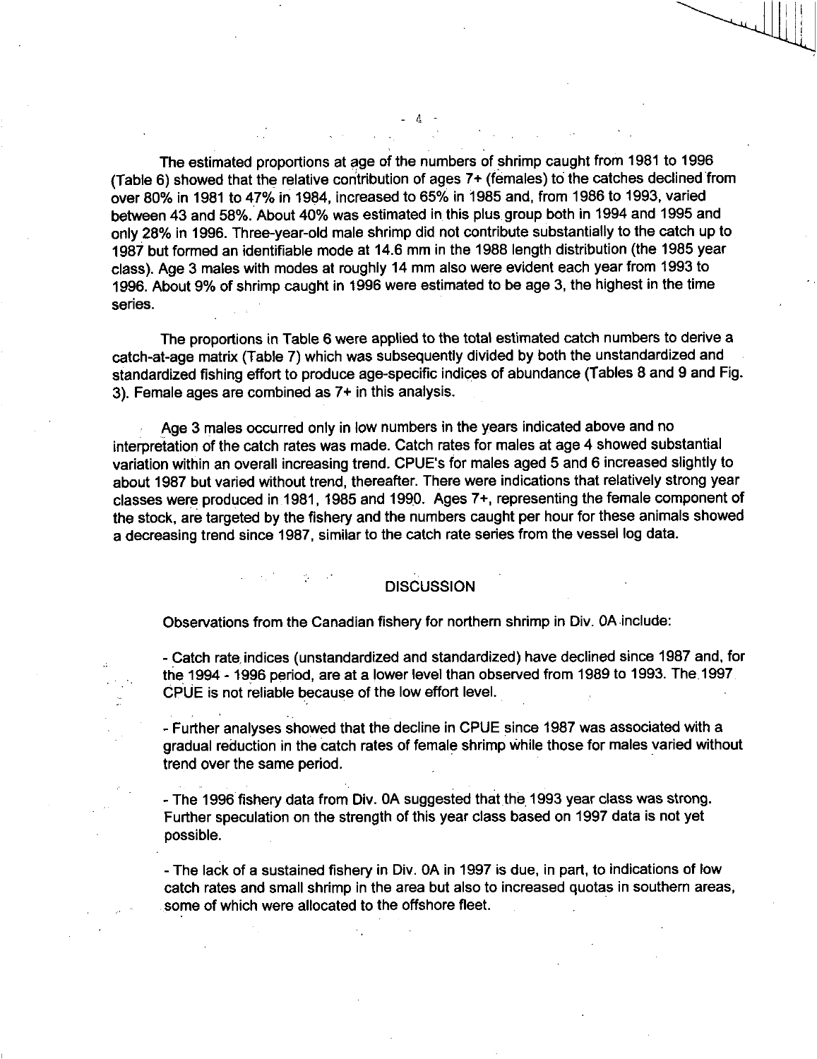The estimated proportions at age of the numbers of shrimp caught from 1981 to 1996 (Table 6) showed that the relative contribution of ages 7+ (females) to the catches declined from over 80% in 1981 to 47% in 1984, increased to 65% in 1985 and, from 1986 to 1993, varied between 43 and 58%. About 40% was estimated in this plus group both in 1994 and 1995 and only 28% in 1996. Three-year-old male shrimp did not contribute substantially to the catch up to 1987 but formed an identifiable mode at 14.6 mm in the 1988 length distribution (the 1985 year class). Age 3 males with modes at roughly 14 mm also were evident each year from 1993 to 1996. About 9% of shrimp caught in 1996 were estimated to be age 3, the highest in the time series.

The proportions in Table 6 were applied to the total estimated catch numbers to derive a catch-at-age matrix (Table 7) which was subsequently divided by both the unstandardized and standardized fishing effort to produce age-specific indices of abundance (Tables 8 and 9 and Fig. 3). Female ages are combined as 7+ in this analysis.

Age 3 males occurred only in low numbers in the years indicated above and no interpretation of the catch rates was made. Catch rates for males at age 4 showed substantial variation within an overall increasing trend. CPUE's for males aged 5 and 6 increased slightly to about 1987 but varied without trend, thereafter. There were indications that relatively strong year classes were produced in 1981, 1985 and 1990. Ages 7+, representing the female component of the stock, are targeted by the fishery and the numbers caught per hour for these animals showed a decreasing trend since 1987, similar to the catch rate series from the vessel log data.

## DISCUSSION

Observations from the Canadian fishery for northern shrimp in Div. 0A include:

- Catch rate indices (unstandardized and standardized) have declined since 1987 and, for the 1994 - 1996 period, are at a lower level than observed from 1989 to 1993. The 1997 CPUE is not reliable because of the low effort level.

- Further analyses showed that the decline in CPUE since 1987 was associated with a gradual reduction in the catch rates of female shrimp while those for males varied without trend over the same period.

- The 1996 fishery data from Div. 0A suggested that the 1993 year class was strong. Further speculation on the strength of this year class based on 1997 data is not yet possible.

- The lack of a sustained fishery in Div. 0A in 1997 is due, in part, to indications of low catch rates and small shrimp in the area but also to increased quotas in southern areas, some of which were allocated to the offshore fleet.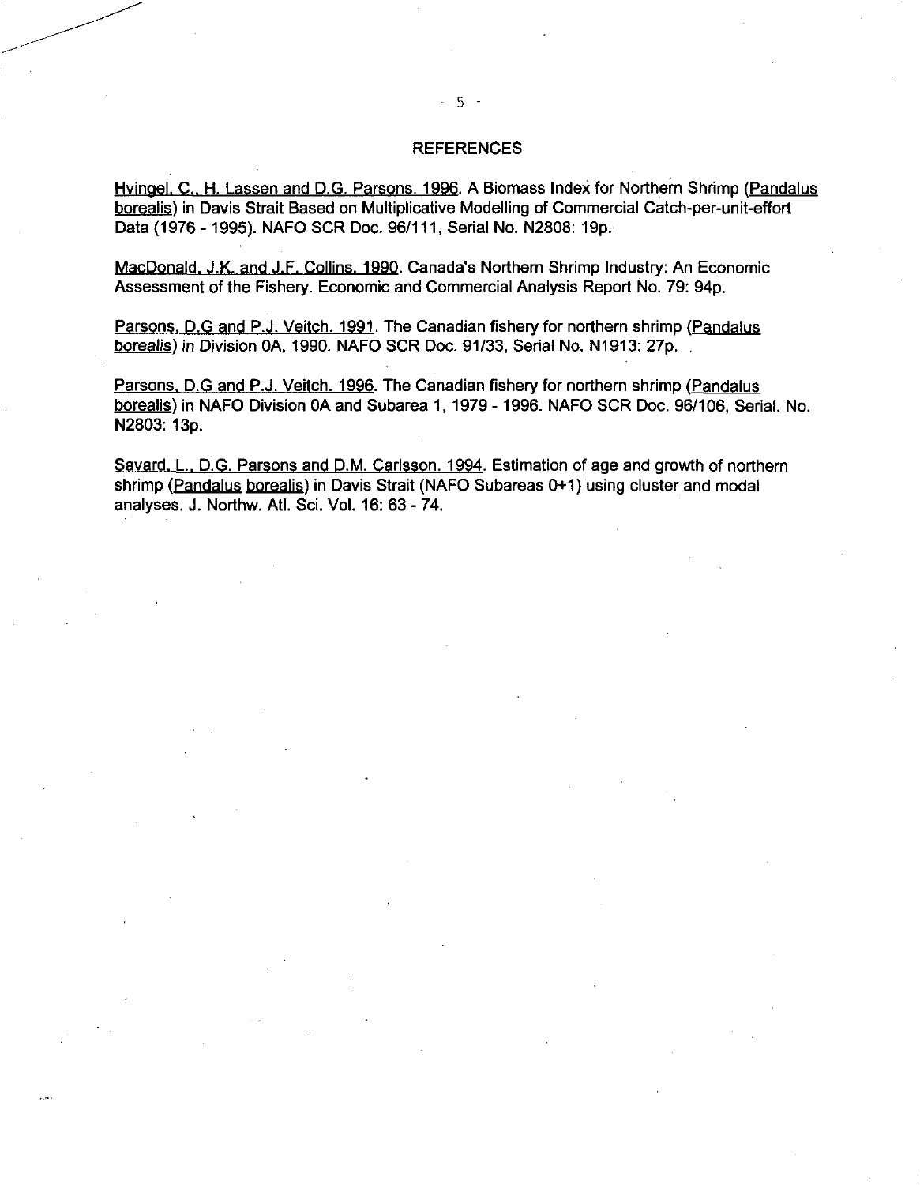## REFERENCES

Hvingel, C., H. Lassen and D.G. Parsons. 1996. A Biomass Index for Northern Shrimp (Pandalus borealis) in Davis Strait Based on Multiplicative Modelling of Commercial Catch-per-unit-effort Data (1976 - 1995). NAFO SCR Doc. 96/111, Serial No. N2808: 19p.

MacDonald, J.K. and J.F. Collins. 1990. Canada's Northern Shrimp Industry: An Economic Assessment of the Fishery. Economic and Commercial Analysis Report No. 79: 94p.

Parsons, D.G and P.J. Veitch. 1991. The Canadian fishery for northern shrimp (Pandalus borealis) in Division 0A, 1990. NAFO SCR Doc. 91/33, Serial No. N1913: 27p.

Parsons, D.G and P.J. Veitch. 1996. The Canadian fishery for northern shrimp (Pandalus borealis) in NAFO Division 0A and Subarea 1, 1979 - 1996. NAFO SCR Doc. 96/106, Serial. No. N2803: 13p.

Savard, L., D.G. Parsons and D.M. Carlsson. 1994. Estimation of age and growth of northern shrimp (Pandalus borealis) in Davis Strait (NAFO Subareas 0+1) using cluster and modal analyses. J. Northw. Atl. Sci. Vol. 16: 63 - 74.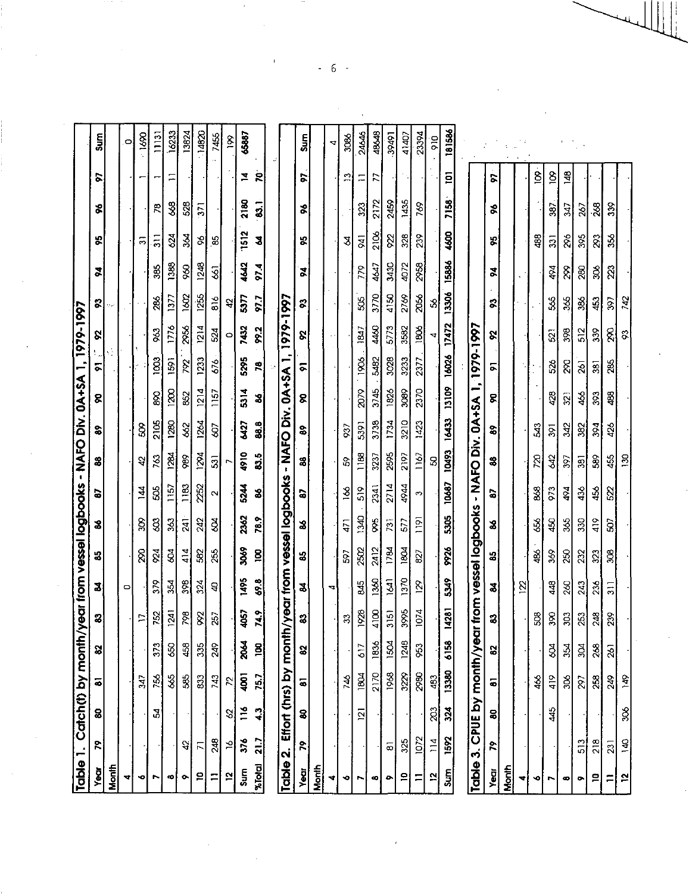**Table 1. Catch(t) by month/year from vessel logbooks - NAFO Div. 0A+SA 1, 1979-1997**

| Year | 79 | 80 | 81 | 82 | 83 | 84 | 85 | 86 | 87 | 88 | 89 | 90 | 91 | 92 | 93 | 94 | 95 | 96 | 97 | Sum |
|---|---|---|---|---|---|---|---|---|---|---|---|---|---|---|---|---|---|---|---|---|
| Month | | | | | | | | | | | | | | | | | | | | |
| 4 | | | | | | 0 | | | | | | | | | | | | | | 0 |
| 6 | | | 347 | | 17 | | 290 | 309 | 144 | 42 | 509 | | | | | | 31 | | 1 | 1690 |
| 7 | | 54 | 756 | 373 | 752 | 379 | 924 | 603 | 505 | 763 | 2105 | 890 | 1003 | 963 | 286 | 385 | 311 | 78 | 1 | 11131 |
| 8 | | | 665 | 650 | 1241 | 354 | 604 | 363 | 1157 | 1284 | 1280 | 1200 | 1591 | 1776 | 1377 | 1388 | 624 | 668 | 11 | 16233 |
| 9 | 42 | | 585 | 458 | 798 | 398 | 414 | 241 | 1183 | 989 | 662 | 852 | 792 | 2956 | 1602 | 960 | 364 | 528 | | 13824 |
| 10 | 71 | | 833 | 335 | 992 | 324 | 582 | 242 | 2252 | 1294 | 1264 | 1214 | 1233 | 1214 | 1255 | 1248 | 96 | 371 | | 14820 |
| 11 | 248 | | 743 | 249 | 257 | 40 | 255 | 604 | 2 | 531 | 607 | 1157 | 676 | 524 | 816 | 661 | 85 | | | 7455 |
| 12 | 16 | 62 | 72 | | | | | | | 7 | | | | 0 | 42 | | | | | 199 |
| Sum | 376 | 116 | 4001 | 2064 | 4057 | 1495 | 3069 | 2362 | 5244 | 4910 | 6427 | 5314 | 5295 | 7432 | 5377 | 4642 | 1512 | 2180 | 14 | 65887 |
| %Total | 21.7 | 4.3 | 75.7 | 100 | 74.9 | 69.8 | 100 | 78.9 | 86 | 83.5 | 88.8 | 86 | 78 | 99.2 | 97.7 | 97.4 | 64 | 83.1 | 70 | |

**Table 2. Effort (hrs) by month/year from vessel logbooks - NAFO Div. 0A+SA 1, 1979-1997**

| Year | 79 | 80 | 81 | 82 | 83 | 84 | 85 | 86 | 87 | 88 | 89 | 90 | 91 | 92 | 93 | 94 | 95 | 96 | 97 | Sum |
|---|---|---|---|---|---|---|---|---|---|---|---|---|---|---|---|---|---|---|---|---|
| Month | | | | | | | | | | | | | | | | | | | | |
| 4 | | | | | | 4 | | | | | | | | | | | | | | 4 |
| 6 | | | 746 | | 33 | | 597 | 471 | 166 | 59 | 937 | | | | | | 64 | | 13 | 3086 |
| 7 | | 121 | 1804 | 617 | 1928 | 845 | 2502 | 1340 | 519 | 1188 | 5391 | 2079 | 1906 | 1847 | 505 | 779 | 941 | 323 | 11 | 24646 |
| 8 | | | 2170 | 1836 | 4100 | 1360 | 2412 | 995 | 2341 | 3237 | 3738 | 3745 | 5482 | 4460 | 3770 | 4647 | 2106 | 2172 | 77 | 48648 |
| 9 | 81 | | 1968 | 1504 | 3151 | 1641 | 1784 | 731 | 2714 | 2595 | 1734 | 1826 | 3028 | 5773 | 4150 | 3430 | 922 | 2459 | | 39491 |
| 10 | 325 | | 3229 | 1248 | 3995 | 1370 | 1804 | 577 | 4944 | 2197 | 3210 | 3089 | 3233 | 3582 | 2769 | 4072 | 328 | 1435 | | 41407 |
| 11 | 1072 | | 2980 | 953 | 1074 | 129 | 827 | 1191 | 3 | 1167 | 1423 | 2370 | 2377 | 1806 | 2056 | 2958 | 239 | 769 | | 23394 |
| 12 | 114 | 203 | 483 | | | | | | | 50 | | | | 4 | 56 | | | | | 910 |
| Sum | 1592 | 324 | 13380 | 6158 | 14281 | 5349 | 9926 | 5305 | 10687 | 10493 | 16433 | 13109 | 16026 | 17472 | 13306 | 15886 | 4600 | 7158 | 101 | 181586 |

**Table 3. CPUE by month/year from vessel logbooks - NAFO Div. 0A+SA 1, 1979-1997**

| Year | 79 | 80 | 81 | 82 | 83 | 84 | 85 | 86 | 87 | 88 | 89 | 90 | 91 | 92 | 93 | 94 | 95 | 96 | 97 |
|---|---|---|---|---|---|---|---|---|---|---|---|---|---|---|---|---|---|---|---|
| Month | | | | | | | | | | | | | | | | | | | |
| 4 | | | | | | 122 | | | | | | | | | | | | | |
| 6 | | | 466 | | 508 | | 486 | 656 | 868 | 720 | 543 | | | | | | 488 | | 109 |
| 7 | | 445 | 419 | 604 | 390 | 448 | 369 | 450 | 973 | 642 | 391 | 428 | 526 | 521 | 565 | 494 | 331 | 387 | 109 |
| 8 | | | 306 | 354 | 303 | 260 | 250 | 365 | 494 | 397 | 342 | 321 | 290 | 398 | 365 | 299 | 296 | 347 | 148 |
| 9 | 513 | | 297 | 304 | 253 | 243 | 232 | 330 | 436 | 381 | 382 | 466 | 261 | 512 | 386 | 280 | 395 | 267 | |
| 10 | 218 | | 258 | 268 | 248 | 236 | 323 | 419 | 456 | 589 | 394 | 393 | 381 | 339 | 453 | 306 | 293 | 268 | |
| 11 | 231 | | 249 | 261 | 239 | 311 | 308 | 507 | 522 | 455 | 426 | 488 | 285 | 290 | 397 | 223 | 356 | 339 | |
| 12 | 140 | 306 | 149 | | | | | | | 130 | | | | 93 | 742 | | | | |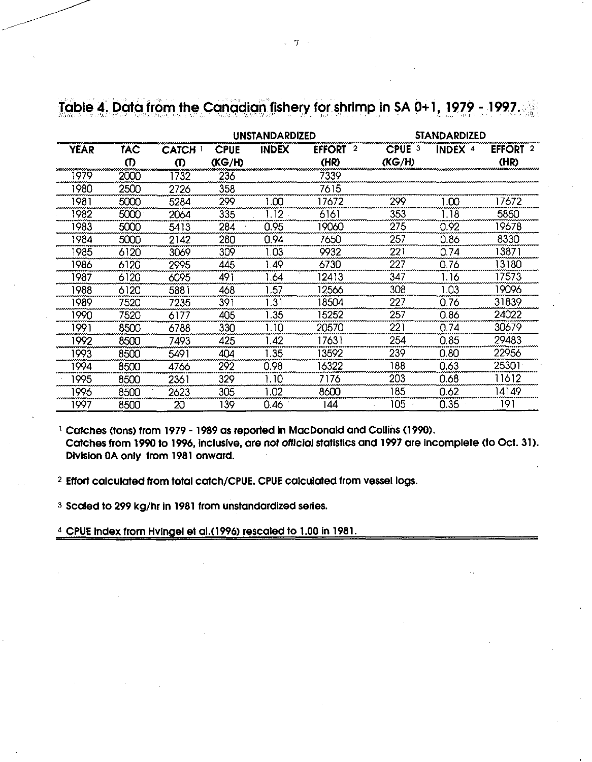**Table 4. Data from the Canadian fishery for shrimp in SA 0+1, 1979 - 1997.**

| | | | UNSTANDARDIZED | | | STANDARDIZED | | |
|---|---|---|---|---|---|---|---|---|
| YEAR | TAC (T) | CATCH [1] (T) | CPUE (KG/H) | INDEX | EFFORT [2] (HR) | CPUE [3] (KG/H) | INDEX [4] | EFFORT [2] (HR) |
| 1979 | 2000 | 1732 | 236 | | 7339 | | | |
| 1980 | 2500 | 2726 | 358 | | 7615 | | | |
| 1981 | 5000 | 5284 | 299 | 1.00 | 17672 | 299 | 1.00 | 17672 |
| 1982 | 5000 | 2064 | 335 | 1.12 | 6161 | 353 | 1.18 | 5850 |
| 1983 | 5000 | 5413 | 284 | 0.95 | 19060 | 275 | 0.92 | 19678 |
| 1984 | 5000 | 2142 | 280 | 0.94 | 7650 | 257 | 0.86 | 8330 |
| 1985 | 6120 | 3069 | 309 | 1.03 | 9932 | 221 | 0.74 | 13871 |
| 1986 | 6120 | 2995 | 445 | 1.49 | 6730 | 227 | 0.76 | 13180 |
| 1987 | 6120 | 6095 | 491 | 1.64 | 12413 | 347 | 1.16 | 17573 |
| 1988 | 6120 | 5881 | 468 | 1.57 | 12566 | 308 | 1.03 | 19096 |
| 1989 | 7520 | 7235 | 391 | 1.31 | 18504 | 227 | 0.76 | 31839 |
| 1990 | 7520 | 6177 | 405 | 1.35 | 15252 | 257 | 0.86 | 24022 |
| 1991 | 8500 | 6788 | 330 | 1.10 | 20570 | 221 | 0.74 | 30679 |
| 1992 | 8500 | 7493 | 425 | 1.42 | 17631 | 254 | 0.85 | 29483 |
| 1993 | 8500 | 5491 | 404 | 1.35 | 13592 | 239 | 0.80 | 22956 |
| 1994 | 8500 | 4766 | 292 | 0.98 | 16322 | 188 | 0.63 | 25301 |
| 1995 | 8500 | 2361 | 329 | 1.10 | 7176 | 203 | 0.68 | 11612 |
| 1996 | 8500 | 2623 | 305 | 1.02 | 8600 | 185 | 0.62 | 14149 |
| 1997 | 8500 | 20 | 139 | 0.46 | 144 | 105 | 0.35 | 191 |

[1] Catches (tons) from 1979 - 1989 as reported in MacDonald and Collins (1990). Catches from 1990 to 1996, inclusive, are *not official* statistics and 1997 are incomplete (to Oct. 31). Division 0A only from 1981 onward.

[2] Effort calculated from total catch/CPUE. CPUE calculated from vessel logs.

[3] Scaled to 299 kg/hr in 1981 from unstandardized series.

[4] CPUE index from Hvingel et al.(1996) rescaled to 1.00 in 1981.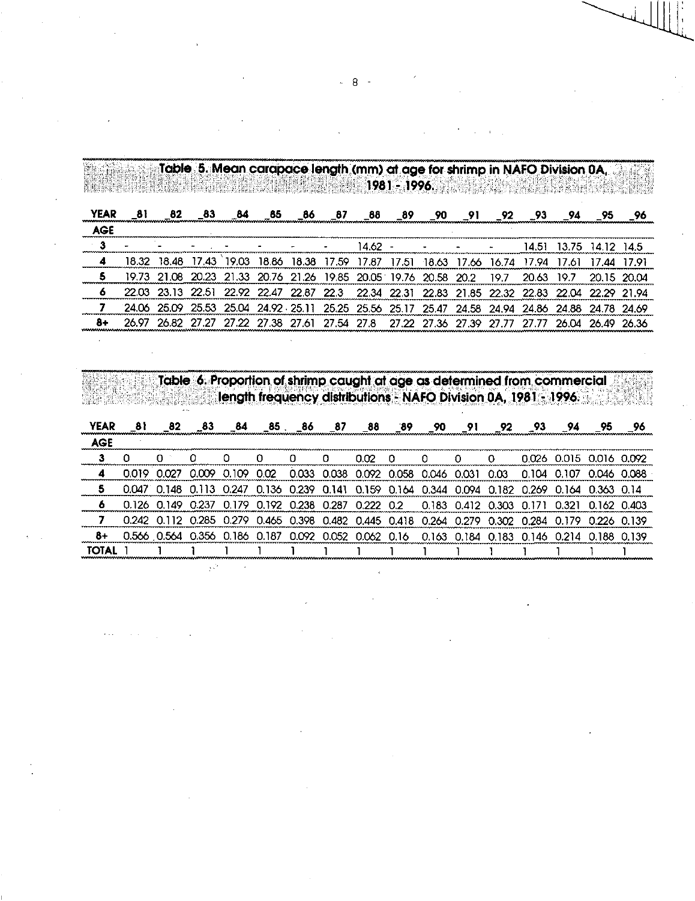**Table 5. Mean carapace length (mm) at age for shrimp in NAFO Division 0A, 1981 - 1996.**

| YEAR | _81 | _82 | _83 | _84 | _85 | _86 | _87 | _88 | _89 | _90 | _91 | _92 | _93 | _94 | _95 | _96 |
|---|---|---|---|---|---|---|---|---|---|---|---|---|---|---|---|---|
| AGE | | | | | | | | | | | | | | | | |
| 3 | - | - | - | - | - | - | - | 14.62 | - | - | - | - | 14.51 | 13.75 | 14.12 | 14.5 |
| 4 | 18.32 | 18.48 | 17.43 | 19.03 | 18.86 | 18.38 | 17.59 | 17.87 | 17.51 | 18.63 | 17.66 | 16.74 | 17.94 | 17.61 | 17.44 | 17.91 |
| 5 | 19.73 | 21.08 | 20.23 | 21.33 | 20.76 | 21.26 | 19.85 | 20.05 | 19.76 | 20.58 | 20.2 | 19.7 | 20.63 | 19.7 | 20.15 | 20.04 |
| 6 | 22.03 | 23.13 | 22.51 | 22.92 | 22.47 | 22.87 | 22.3 | 22.34 | 22.31 | 22.83 | 21.85 | 22.32 | 22.83 | 22.04 | 22.29 | 21.94 |
| 7 | 24.06 | 25.09 | 25.53 | 25.04 | 24.92 | 25.11 | 25.25 | 25.56 | 25.17 | 25.47 | 24.58 | 24.94 | 24.86 | 24.88 | 24.78 | 24.69 |
| 8+ | 26.97 | 26.82 | 27.27 | 27.22 | 27.38 | 27.61 | 27.54 | 27.8 | 27.22 | 27.36 | 27.39 | 27.77 | 27.77 | 26.04 | 26.49 | 26.36 |

**Table 6. Proportion of shrimp caught at age as determined from commercial length frequency distributions - NAFO Division 0A, 1981 - 1996.**

| YEAR | _81 | _82 | _83 | _84 | _85 | _86 | _87 | _88 | _89 | _90 | _91 | _92 | _93 | _94 | _95 | _96 |
|---|---|---|---|---|---|---|---|---|---|---|---|---|---|---|---|---|
| AGE | | | | | | | | | | | | | | | | |
| 3 | 0 | 0 | 0 | 0 | 0 | 0 | 0 | 0.02 | 0 | 0 | 0 | 0 | 0.026 | 0.015 | 0.016 | 0.092 |
| 4 | 0.019 | 0.027 | 0.009 | 0.109 | 0.02 | 0.033 | 0.038 | 0.092 | 0.058 | 0.046 | 0.031 | 0.03 | 0.104 | 0.107 | 0.046 | 0.088 |
| 5 | 0.047 | 0.148 | 0.113 | 0.247 | 0.136 | 0.239 | 0.141 | 0.159 | 0.164 | 0.344 | 0.094 | 0.182 | 0.269 | 0.164 | 0.363 | 0.14 |
| 6 | 0.126 | 0.149 | 0.237 | 0.179 | 0.192 | 0.238 | 0.287 | 0.222 | 0.2 | 0.183 | 0.412 | 0.303 | 0.171 | 0.321 | 0.162 | 0.403 |
| 7 | 0.242 | 0.112 | 0.285 | 0.279 | 0.465 | 0.398 | 0.482 | 0.445 | 0.418 | 0.264 | 0.279 | 0.302 | 0.284 | 0.179 | 0.226 | 0.139 |
| 8+ | 0.566 | 0.564 | 0.356 | 0.186 | 0.187 | 0.092 | 0.052 | 0.062 | 0.16 | 0.163 | 0.184 | 0.183 | 0.146 | 0.214 | 0.188 | 0.139 |
| TOTAL | 1 | 1 | 1 | 1 | 1 | 1 | 1 | 1 | 1 | 1 | 1 | 1 | 1 | 1 | 1 | 1 |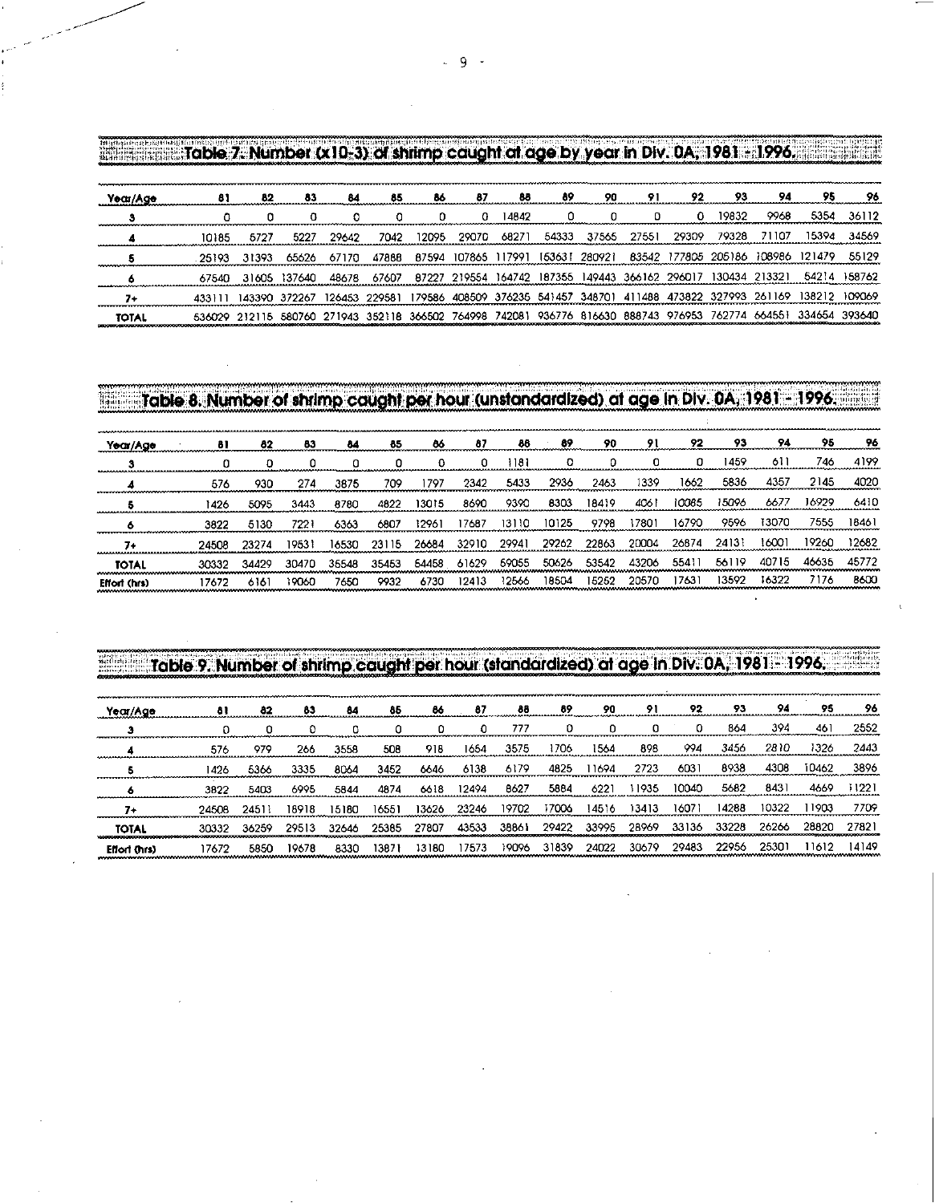## Table 7. Number (x10-3) of shrimp caught at age by year in Div. 0A, 1981 - 1996.

| Year/Age | 81 | 82 | 83 | 84 | 85 | 86 | 87 | 88 | 89 | 90 | 91 | 92 | 93 | 94 | 95 | 96 |
|---|---|---|---|---|---|---|---|---|---|---|---|---|---|---|---|---|
| **3** | 0 | 0 | 0 | 0 | 0 | 0 | 0 | 14842 | 0 | 0 | 0 | 0 | 19832 | 9968 | 5354 | 36112 |
| **4** | 10185 | 5727 | 5227 | 29642 | 7042 | 12095 | 29070 | 68271 | 54333 | 37565 | 27551 | 29309 | 79328 | 71107 | 15394 | 34569 |
| **5** | 25193 | 31393 | 65626 | 67170 | 47888 | 87594 | 107865 | 117991 | 153631 | 280921 | 83542 | 177805 | 205186 | 108986 | 121479 | 55129 |
| **6** | 67540 | 31605 | 137640 | 48678 | 67607 | 87227 | 219554 | 164742 | 187355 | 149443 | 366162 | 296017 | 130434 | 213321 | 54214 | 158762 |
| **7+** | 433111 | 143390 | 372267 | 126453 | 229581 | 179586 | 408509 | 376235 | 541457 | 348701 | 411488 | 473822 | 327993 | 261169 | 138212 | 109069 |
| **TOTAL** | 536029 | 212115 | 580760 | 271943 | 352118 | 366502 | 764998 | 742081 | 936776 | 816630 | 888743 | 976953 | 762774 | 664551 | 334654 | 393640 |

## Table 8. Number of shrimp caught per hour (unstandardized) at age in Div. 0A, 1981 - 1996.

| Year/Age | 81 | 82 | 83 | 84 | 85 | 86 | 87 | 88 | 89 | 90 | 91 | 92 | 93 | 94 | 95 | 96 |
|---|---|---|---|---|---|---|---|---|---|---|---|---|---|---|---|---|
| **3** | 0 | 0 | 0 | 0 | 0 | 0 | 0 | 1181 | 0 | 0 | 0 | 0 | 1459 | 611 | 746 | 4199 |
| **4** | 576 | 930 | 274 | 3875 | 709 | 1797 | 2342 | 5433 | 2936 | 2463 | 1339 | 1662 | 5836 | 4357 | 2145 | 4020 |
| **5** | 1426 | 5095 | 3443 | 8780 | 4822 | 13015 | 8690 | 9390 | 8303 | 18419 | 4061 | 10085 | 15096 | 6677 | 16929 | 6410 |
| **6** | 3822 | 5130 | 7221 | 6363 | 6807 | 12961 | 17687 | 13110 | 10125 | 9798 | 17801 | 16790 | 9596 | 13070 | 7555 | 18461 |
| **7+** | 24508 | 23274 | 19531 | 16530 | 23115 | 26684 | 32910 | 29941 | 29262 | 22863 | 20004 | 26874 | 24131 | 16001 | 19260 | 12682 |
| **TOTAL** | 30332 | 34429 | 30470 | 35548 | 35453 | 54458 | 61629 | 59055 | 50626 | 53542 | 43206 | 55411 | 56119 | 40715 | 46636 | 45772 |
| **Effort (hrs)** | 17672 | 6161 | 19060 | 7650 | 9932 | 6730 | 12413 | 12566 | 18504 | 15252 | 20570 | 17631 | 13592 | 16322 | 7176 | 8600 |

## Table 9. Number of shrimp caught per hour (standardized) at age in Div. 0A, 1981 - 1996.

| Year/Age | 81 | 82 | 83 | 84 | 85 | 86 | 87 | 88 | 89 | 90 | 91 | 92 | 93 | 94 | 95 | 96 |
|---|---|---|---|---|---|---|---|---|---|---|---|---|---|---|---|---|
| **3** | 0 | 0 | 0 | 0 | 0 | 0 | 0 | 777 | 0 | 0 | 0 | 0 | 864 | 394 | 461 | 2552 |
| **4** | 576 | 979 | 266 | 3558 | 508 | 918 | 1654 | 3575 | 1706 | 1564 | 898 | 994 | 3456 | 2810 | 1326 | 2443 |
| **5** | 1426 | 5366 | 3335 | 8064 | 3452 | 6646 | 6138 | 6179 | 4825 | 11694 | 2723 | 6031 | 8938 | 4308 | 10462 | 3896 |
| **6** | 3822 | 5403 | 6995 | 5844 | 4874 | 6618 | 12494 | 8627 | 5884 | 6221 | 11935 | 10040 | 5682 | 8431 | 4669 | 11221 |
| **7+** | 24508 | 24511 | 18918 | 15180 | 16551 | 13626 | 23246 | 19702 | 17006 | 14516 | 13413 | 16071 | 14288 | 10322 | 11903 | 7709 |
| **TOTAL** | 30332 | 36259 | 29513 | 32646 | 25385 | 27807 | 43533 | 38861 | 29422 | 33995 | 28969 | 33136 | 33228 | 26266 | 28820 | 27821 |
| **Effort (hrs)** | 17672 | 5850 | 19678 | 8330 | 13871 | 13180 | 17573 | 19096 | 31839 | 24022 | 30679 | 29483 | 22956 | 25301 | 11612 | 14149 |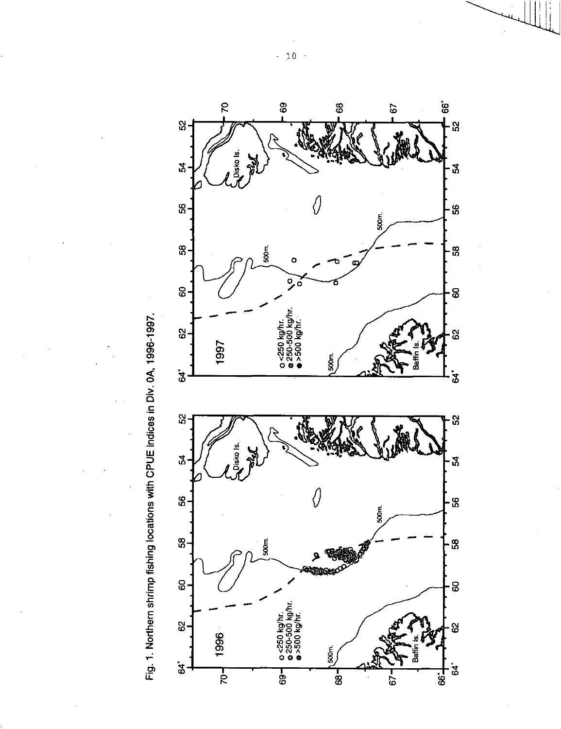Fig. 1. Northern shrimp fishing locations with CPUE indices in Div. 0A, 1996-1997.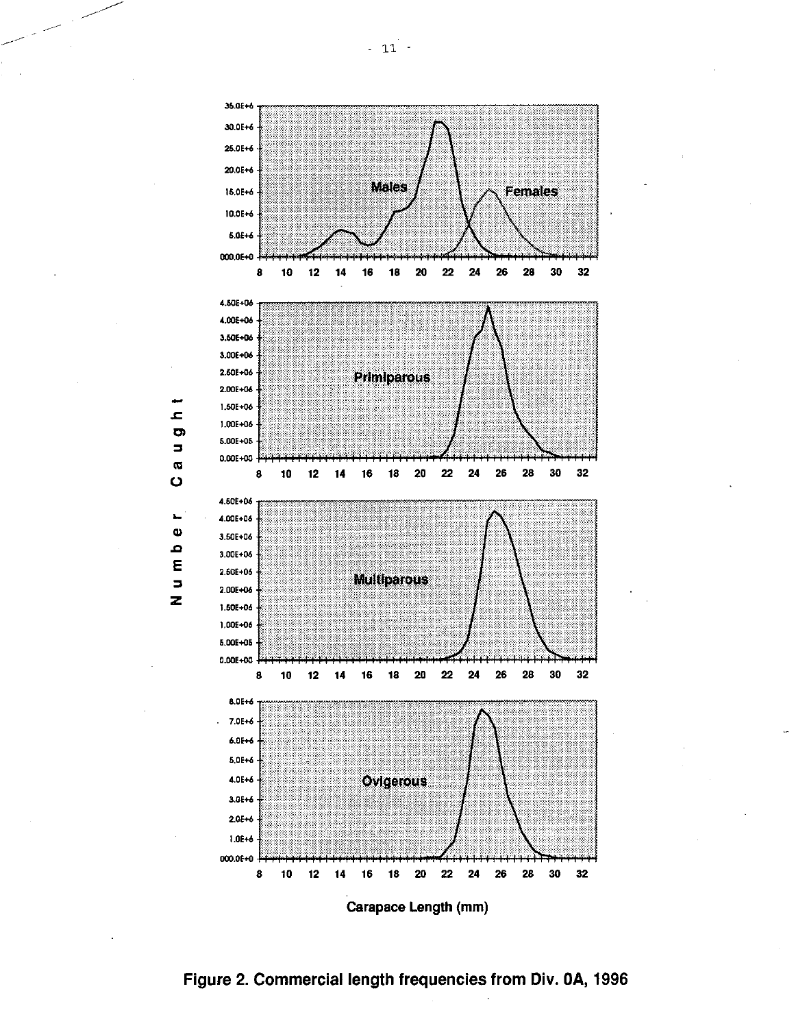Figure 2. Commercial length frequencies from Div. 0A, 1996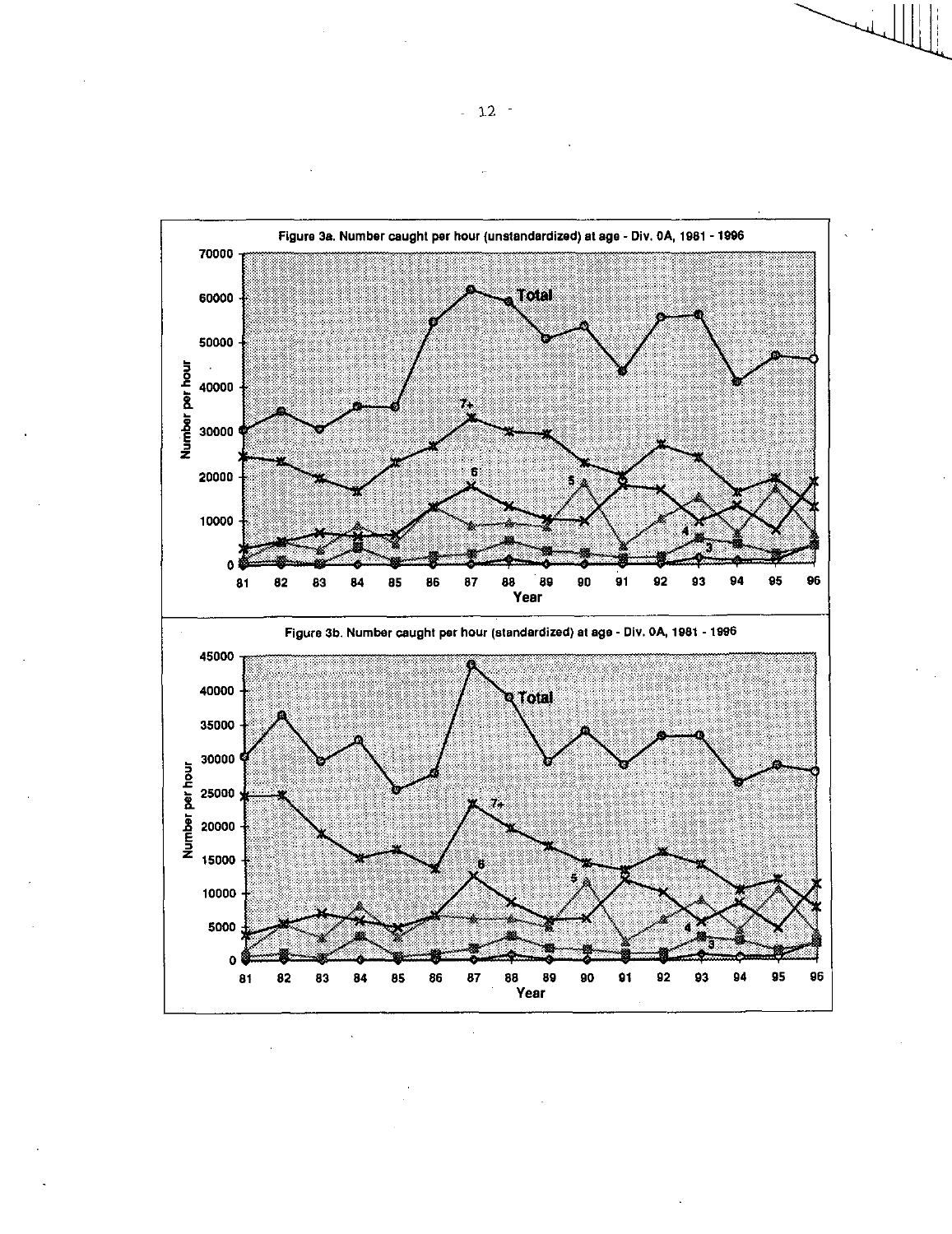Figure 3a. Number caught per hour (unstandardized) at age - Div. 0A, 1981 - 1996

Number per hour

70000
60000
50000
40000
30000
20000
10000
0

Total
7+
6
5
4
3

81 82 83 84 85 86 87 88 89 90 91 92 93 94 95 96

Year

Figure 3b. Number caught per hour (standardized) at age - Div. 0A, 1981 - 1996

Number per hour

45000
40000
35000
30000
25000
20000
15000
10000
5000
0

Total
7+
6
5
4
3

81 82 83 84 85 86 87 88 89 90 91 92 93 94 95 96

Year